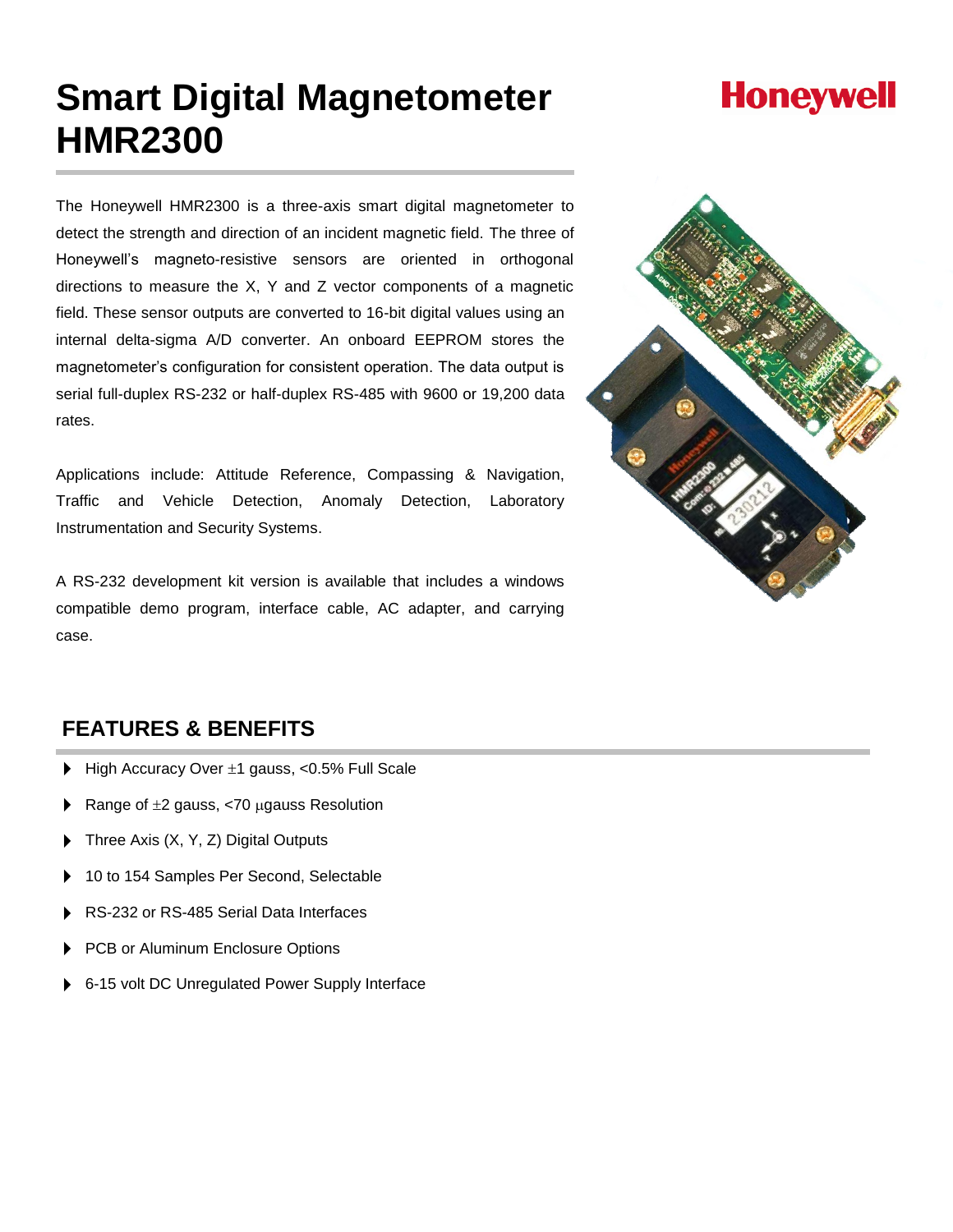# Smart Digital Magnetometer HMR2300

Honeywell

The Honeywell HMR2300 is a three-axis smart digital magnetometer to detect the strength and direction of an incident magnetic field. The three of Honeywell's magneto-resistive sensors are oriented in orthogonal directions to measure the X, Y and Z vector components of a magnetic field. These sensor outputs are converted to 16-bit digital values using an internal delta-sigma A/D converter. An onboard EEPROM stores the magnetometer's configuration for consistent operation. The data output is serial full-duplex RS-232 or half-duplex RS-485 with 9600 or 19,200 data rates.

Applications include: Attitude Reference, Compassing & Navigation, Traffic and Vehicle Detection, Anomaly Detection, Laboratory Instrumentation and Security Systems.

A RS-232 development kit version is available that includes a windows compatible demo program, interface cable, AC adapter, and carrying case.

## FEATURES & BENEFITS

- High Accuracy Over ±1 gauss, <0.5% Full Scale
- Range of ±2 gauss, <70 µgauss Resolution
- Three Axis (X, Y, Z) Digital Outputs
- 10 to 154 Samples Per Second, Selectable
- RS-232 or RS-485 Serial Data Interfaces
- PCB or Aluminum Enclosure Options
- 6-15 volt DC Unregulated Power Supply Interface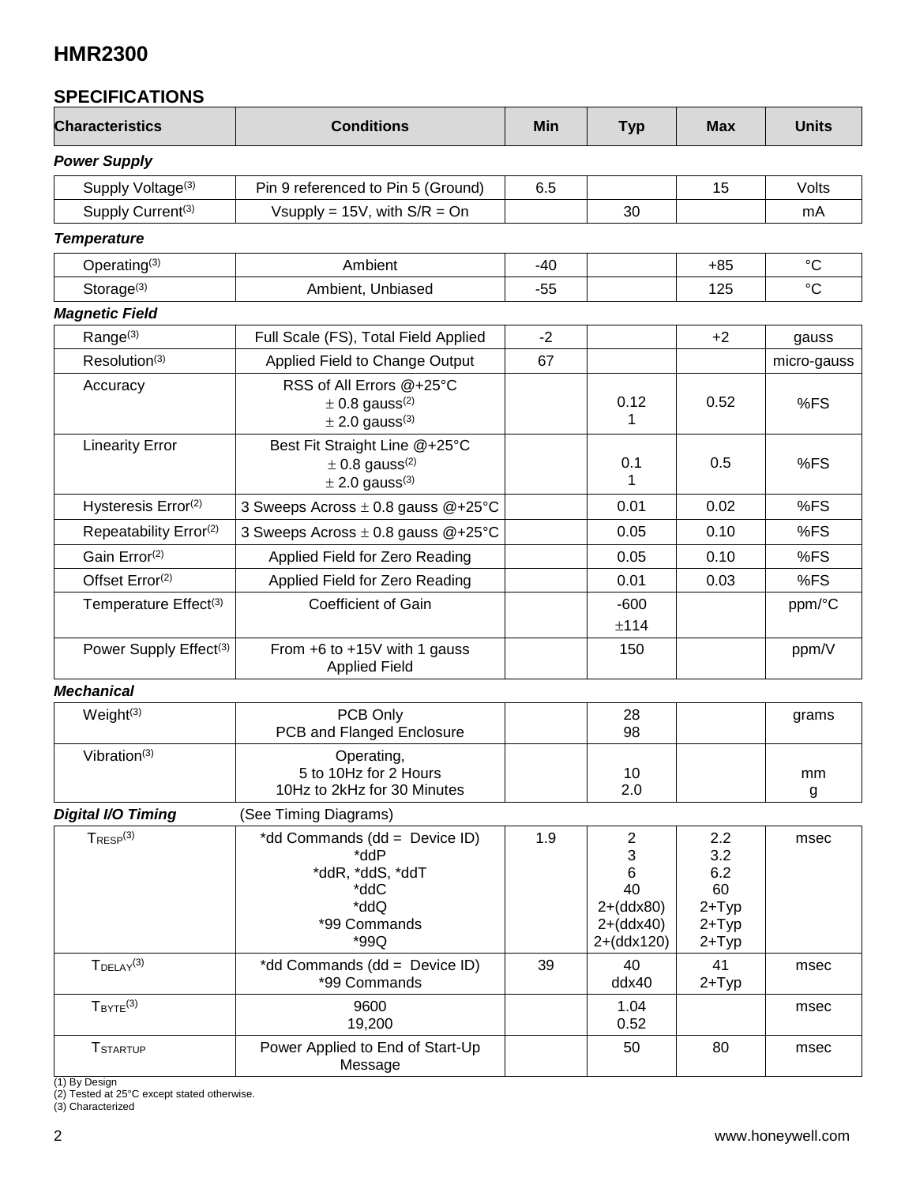## HMR2300

### SPECIFICATIONS

| Characteristics | Conditions | Min | Typ | Max | Units |
|---|---|---|---|---|---|
| ***Power Supply*** | | | | | |
| Supply Voltage[3] | Pin 9 referenced to Pin 5 (Ground) | 6.5 | | 15 | Volts |
| Supply Current[3] | Vsupply = 15V, with S/R = On | | 30 | | mA |
| ***Temperature*** | | | | | |
| Operating[3] | Ambient | -40 | | +85 | °C |
| Storage[3] | Ambient, Unbiased | -55 | | 125 | °C |
| ***Magnetic Field*** | | | | | |
| Range[3] | Full Scale (FS), Total Field Applied | -2 | | +2 | gauss |
| Resolution[3] | Applied Field to Change Output | 67 | | | micro-gauss |
| Accuracy | RSS of All Errors @+25°C<br>± 0.8 gauss[2]<br>± 2.0 gauss[3] | | 0.12<br>1 | 0.52 | %FS |
| Linearity Error | Best Fit Straight Line @+25°C<br>± 0.8 gauss[2]<br>± 2.0 gauss[3] | | 0.1<br>1 | 0.5 | %FS |
| Hysteresis Error[2] | 3 Sweeps Across ± 0.8 gauss @+25°C | | 0.01 | 0.02 | %FS |
| Repeatability Error[2] | 3 Sweeps Across ± 0.8 gauss @+25°C | | 0.05 | 0.10 | %FS |
| Gain Error[2] | Applied Field for Zero Reading | | 0.05 | 0.10 | %FS |
| Offset Error[2] | Applied Field for Zero Reading | | 0.01 | 0.03 | %FS |
| Temperature Effect[3] | Coefficient of Gain | | -600<br>±114 | | ppm/°C |
| Power Supply Effect[3] | From +6 to +15V with 1 gauss Applied Field | | 150 | | ppm/V |
| ***Mechanical*** | | | | | |
| Weight[3] | PCB Only<br>PCB and Flanged Enclosure | | 28<br>98 | | grams |
| Vibration[3] | Operating,<br>5 to 10Hz for 2 Hours<br>10Hz to 2kHz for 30 Minutes | | <br>10<br>2.0 | | <br>mm<br>g |
| ***Digital I/O Timing*** | (See Timing Diagrams) | | | | |
| $T_{RESP}$[3] | *dd Commands (dd = Device ID)<br>*ddP<br>*ddR, *ddS, *ddT<br>*ddC<br>*ddQ<br>*99 Commands<br>*99Q | 1.9 | 2<br>3<br>6<br>40<br>2+(ddx80)<br>2+(ddx40)<br>2+(ddx120) | 2.2<br>3.2<br>6.2<br>60<br>2+Typ<br>2+Typ<br>2+Typ | msec |
| $T_{DELAY}$[3] | *dd Commands (dd = Device ID)<br>*99 Commands | 39 | 40<br>ddx40 | 41<br>2+Typ | msec |
| $T_{BYTE}$[3] | 9600<br>19,200 | | 1.04<br>0.52 | | msec |
| $T_{STARTUP}$ | Power Applied to End of Start-Up Message | | 50 | 80 | msec |

(1) By Design
(2) Tested at 25°C except stated otherwise.
(3) Characterized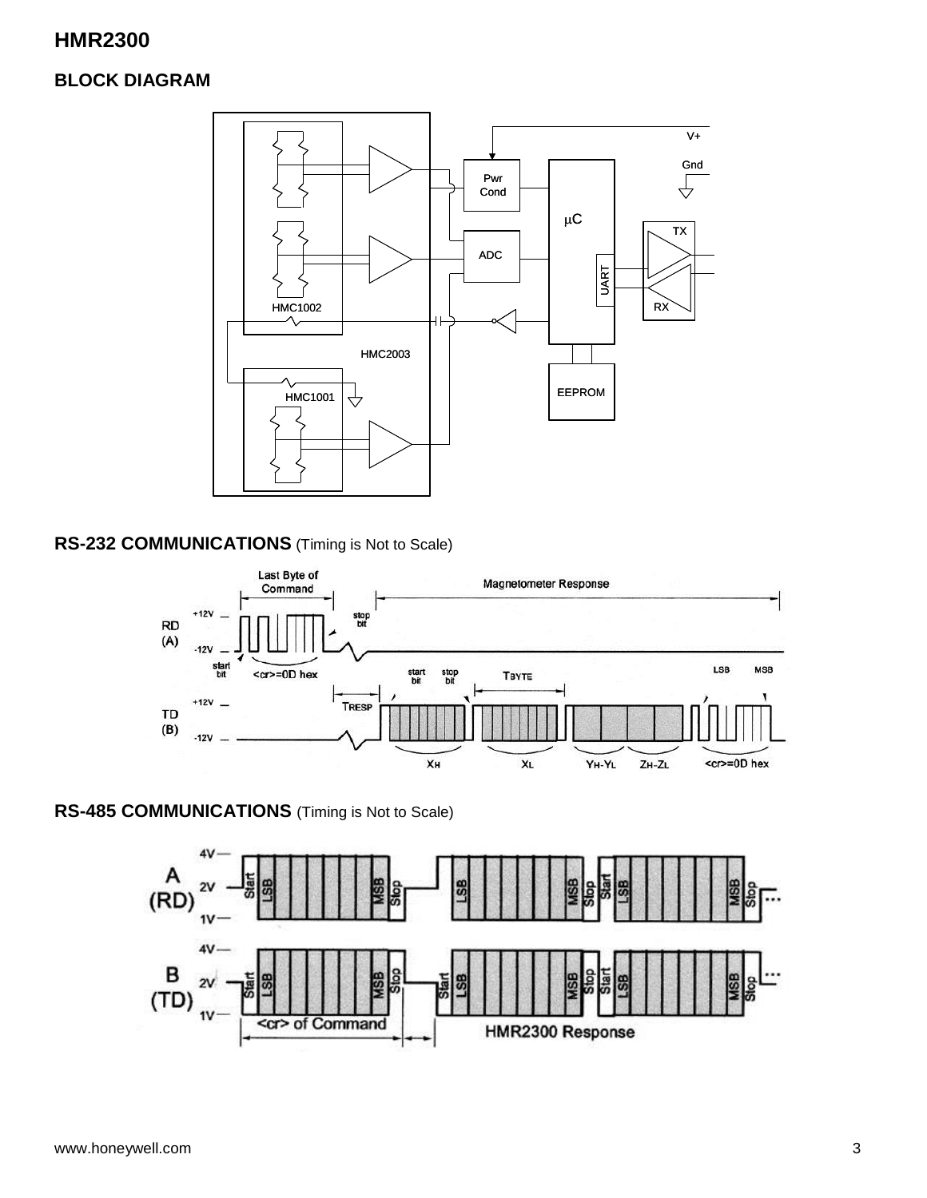## BLOCK DIAGRAM

## RS-232 COMMUNICATIONS (Timing is Not to Scale)

## RS-485 COMMUNICATIONS (Timing is Not to Scale)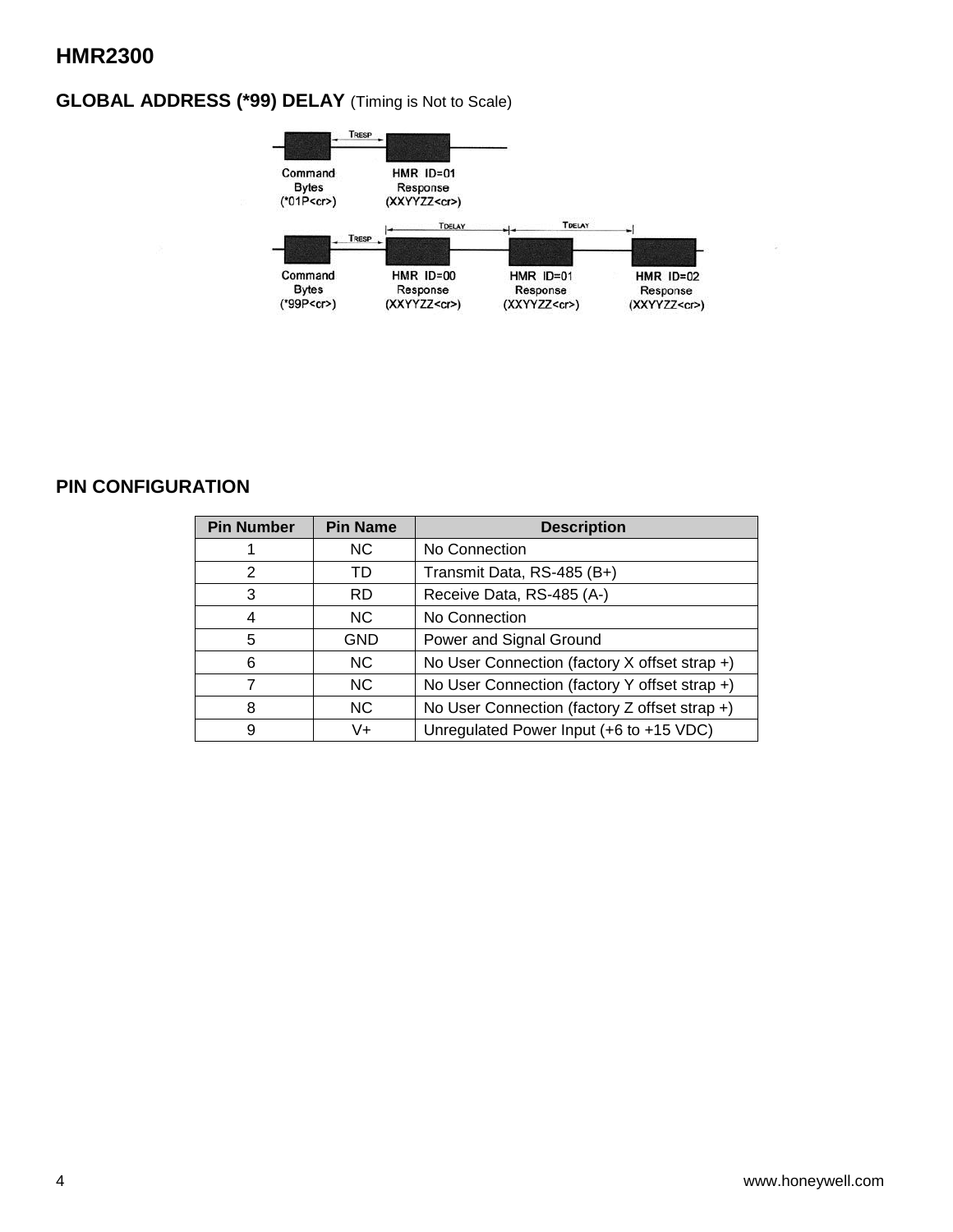## GLOBAL ADDRESS (*99) DELAY (Timing is Not to Scale)

## PIN CONFIGURATION

| Pin Number | Pin Name | Description |
| --- | --- | --- |
| 1 | NC | No Connection |
| 2 | TD | Transmit Data, RS-485 (B+) |
| 3 | RD | Receive Data, RS-485 (A-) |
| 4 | NC | No Connection |
| 5 | GND | Power and Signal Ground |
| 6 | NC | No User Connection (factory X offset strap +) |
| 7 | NC | No User Connection (factory Y offset strap +) |
| 8 | NC | No User Connection (factory Z offset strap +) |
| 9 | V+ | Unregulated Power Input (+6 to +15 VDC) |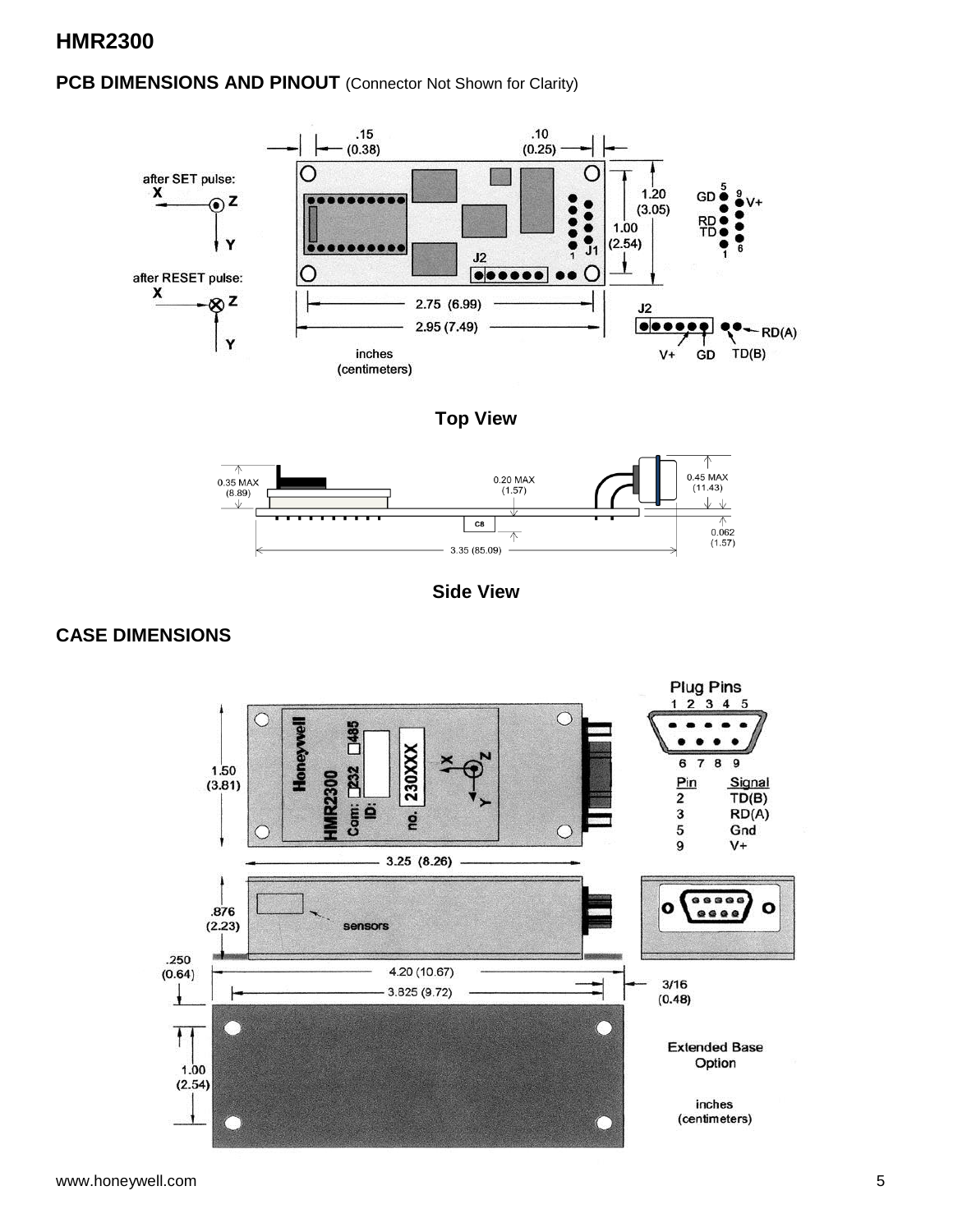## PCB DIMENSIONS AND PINOUT (Connector Not Shown for Clarity)

after SET pulse: X Z Y

after RESET pulse: X Z Y

.15 (0.38) .10 (0.25) 1.20 (3.05) 1.00 (2.54) 2.75 (6.99) 2.95 (7.49) inches (centimeters)

J1: GD 5, 9 V+, RD, TD, 1, 6

J2: V+ GD TD(B) RD(A)

**Top View**

0.35 MAX (8.89) 0.20 MAX (1.57) 0.45 MAX (11.43) 0.062 (1.57) 3.35 (85.09)

**Side View**

## CASE DIMENSIONS

Honeywell HMR2300 Com: 232 485 ID: no. 230XXX

1.50 (3.81) 3.25 (8.26) .876 (2.23) sensors .250 (0.64) 4.20 (10.67) 3.825 (9.72) 3/16 (0.48) 1.00 (2.54)

Plug Pins 1 2 3 4 5 / 6 7 8 9

| Pin | Signal |
|---|---|
| 2 | TD(B) |
| 3 | RD(A) |
| 5 | Gnd |
| 9 | V+ |

Extended Base Option

inches (centimeters)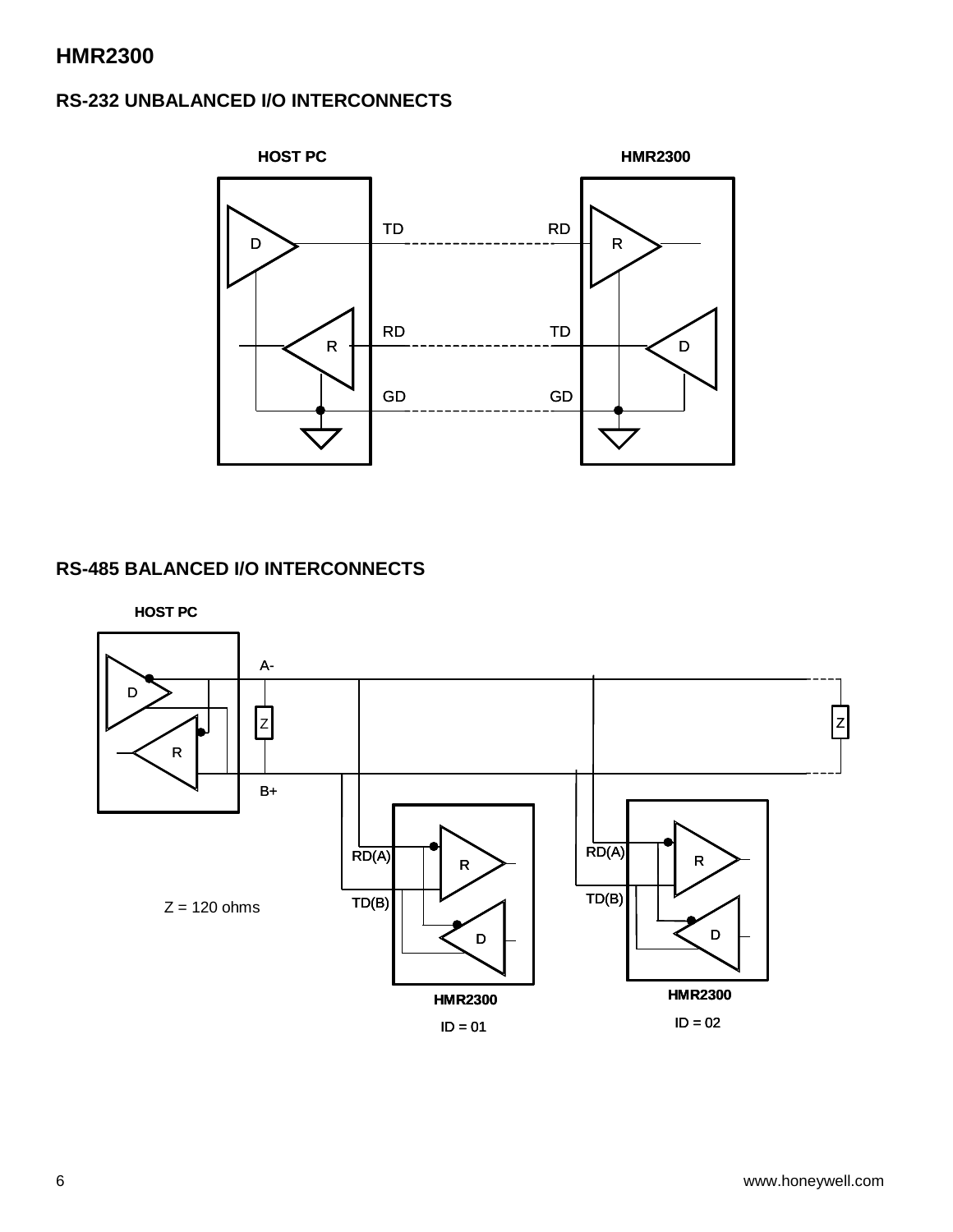# HMR2300

## RS-232 UNBALANCED I/O INTERCONNECTS

## RS-485 BALANCED I/O INTERCONNECTS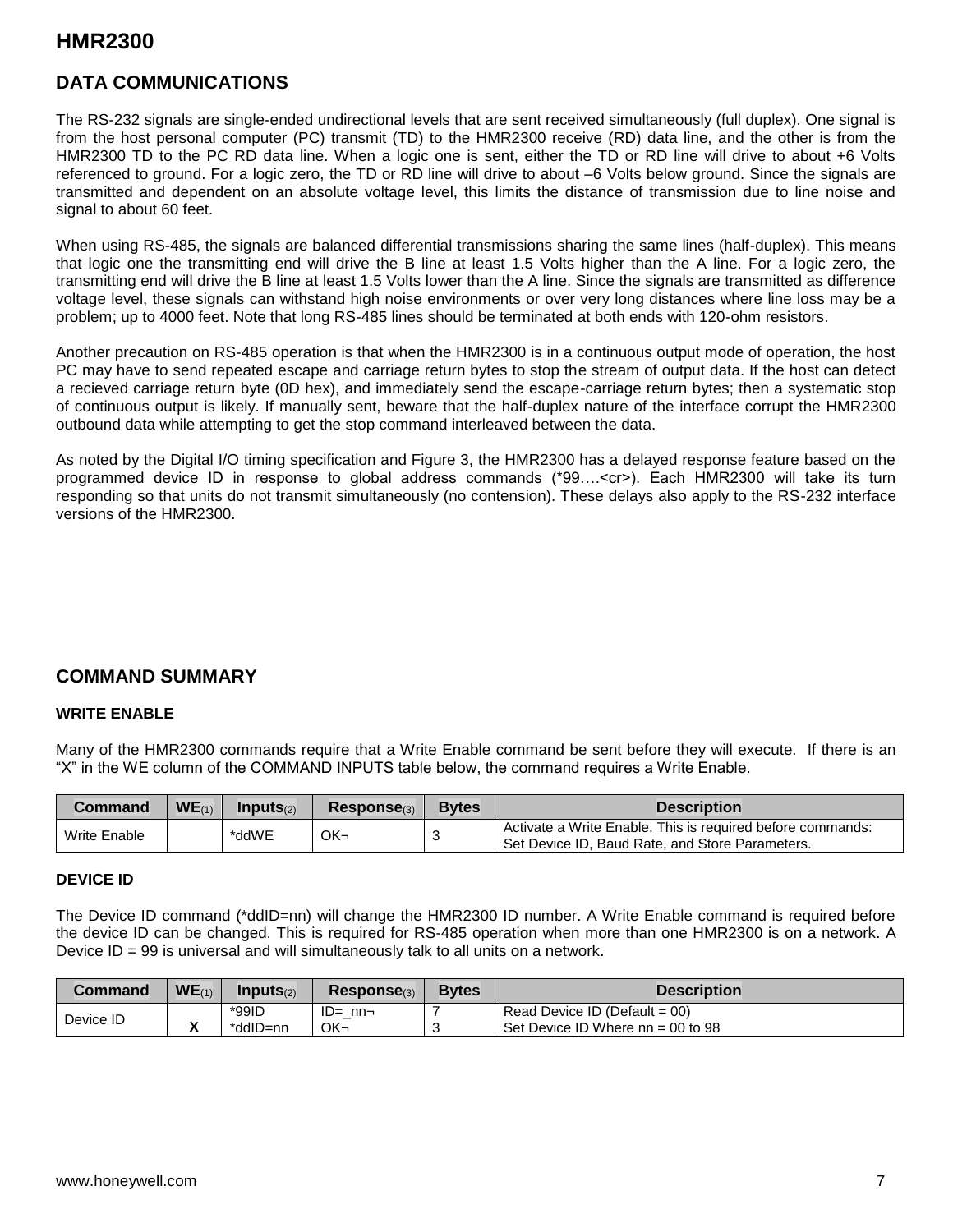## DATA COMMUNICATIONS

The RS-232 signals are single-ended undirectional levels that are sent received simultaneously (full duplex). One signal is from the host personal computer (PC) transmit (TD) to the HMR2300 receive (RD) data line, and the other is from the HMR2300 TD to the PC RD data line. When a logic one is sent, either the TD or RD line will drive to about +6 Volts referenced to ground. For a logic zero, the TD or RD line will drive to about –6 Volts below ground. Since the signals are transmitted and dependent on an absolute voltage level, this limits the distance of transmission due to line noise and signal to about 60 feet.

When using RS-485, the signals are balanced differential transmissions sharing the same lines (half-duplex). This means that logic one the transmitting end will drive the B line at least 1.5 Volts higher than the A line. For a logic zero, the transmitting end will drive the B line at least 1.5 Volts lower than the A line. Since the signals are transmitted as difference voltage level, these signals can withstand high noise environments or over very long distances where line loss may be a problem; up to 4000 feet. Note that long RS-485 lines should be terminated at both ends with 120-ohm resistors.

Another precaution on RS-485 operation is that when the HMR2300 is in a continuous output mode of operation, the host PC may have to send repeated escape and carriage return bytes to stop the stream of output data. If the host can detect a recieved carriage return byte (0D hex), and immediately send the escape-carriage return bytes; then a systematic stop of continuous output is likely. If manually sent, beware that the half-duplex nature of the interface corrupt the HMR2300 outbound data while attempting to get the stop command interleaved between the data.

As noted by the Digital I/O timing specification and Figure 3, the HMR2300 has a delayed response feature based on the programmed device ID in response to global address commands (*99….<cr>). Each HMR2300 will take its turn responding so that units do not transmit simultaneously (no contension). These delays also apply to the RS-232 interface versions of the HMR2300.

## COMMAND SUMMARY

### WRITE ENABLE

Many of the HMR2300 commands require that a Write Enable command be sent before they will execute. If there is an "X" in the WE column of the COMMAND INPUTS table below, the command requires a Write Enable.

| Command | WE(1) | Inputs(2) | Response(3) | Bytes | Description |
|---|---|---|---|---|---|
| Write Enable | | *ddWE | OK¬ | 3 | Activate a Write Enable. This is required before commands: Set Device ID, Baud Rate, and Store Parameters. |

### DEVICE ID

The Device ID command (*ddID=nn) will change the HMR2300 ID number. A Write Enable command is required before the device ID can be changed. This is required for RS-485 operation when more than one HMR2300 is on a network. A Device ID = 99 is universal and will simultaneously talk to all units on a network.

| Command | WE(1) | Inputs(2) | Response(3) | Bytes | Description |
|---|---|---|---|---|---|
| Device ID | | *99ID | ID=_nn¬ | 7 | Read Device ID (Default = 00) |
| | X | *ddID=nn | OK¬ | 3 | Set Device ID Where nn = 00 to 98 |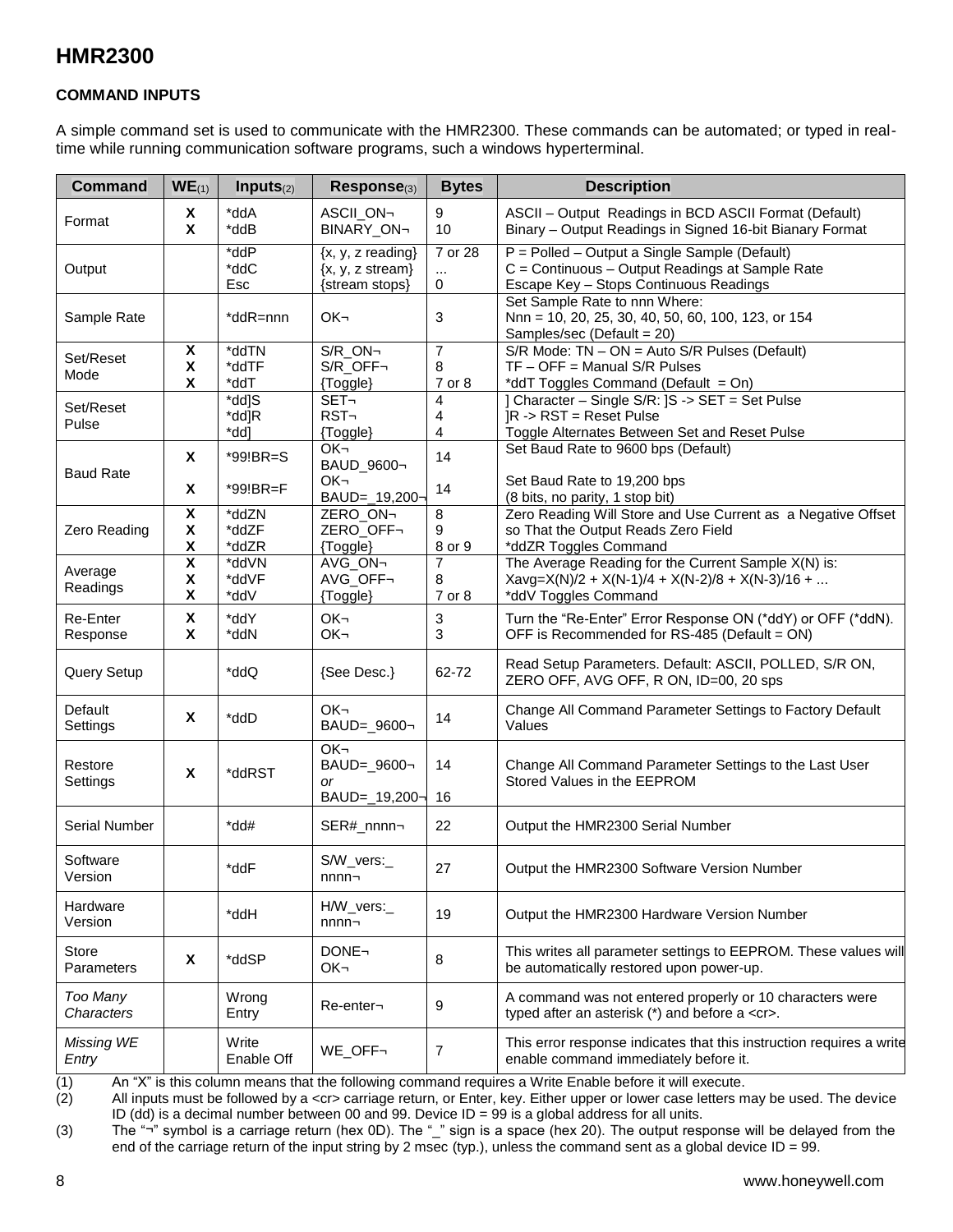# HMR2300

**COMMAND INPUTS**

A simple command set is used to communicate with the HMR2300. These commands can be automated; or typed in real-time while running communication software programs, such a windows hyperterminal.

| Command | WE(1) | Inputs(2) | Response(3) | Bytes | Description |
|---|---|---|---|---|---|
| Format | X<br>X | *ddA<br>*ddB | ASCII_ON¬<br>BINARY_ON¬ | 9<br>10 | ASCII – Output Readings in BCD ASCII Format (Default)<br>Binary – Output Readings in Signed 16-bit Bianary Format |
| Output | | *ddP<br>*ddC<br>Esc | {x, y, z reading}<br>{x, y, z stream}<br>{stream stops} | 7 or 28<br>...<br>0 | P = Polled – Output a Single Sample (Default)<br>C = Continuous – Output Readings at Sample Rate<br>Escape Key – Stops Continuous Readings |
| Sample Rate | | *ddR=nnn | OK¬ | 3 | Set Sample Rate to nnn Where:<br>Nnn = 10, 20, 25, 30, 40, 50, 60, 100, 123, or 154 Samples/sec (Default = 20) |
| Set/Reset Mode | X<br>X<br>X | *ddTN<br>*ddTF<br>*ddT | S/R_ON¬<br>S/R_OFF¬<br>{Toggle} | 7<br>8<br>7 or 8 | S/R Mode: TN – ON = Auto S/R Pulses (Default)<br>TF – OFF = Manual S/R Pulses<br>*ddT Toggles Command (Default = On) |
| Set/Reset Pulse | | *dd]S<br>*dd]R<br>*dd] | SET¬<br>RST¬<br>{Toggle} | 4<br>4<br>4 | ] Character – Single S/R: ]S -> SET = Set Pulse<br>]R -> RST = Reset Pulse<br>Toggle Alternates Between Set and Reset Pulse |
| Baud Rate | X<br>X | *99!BR=S<br>*99!BR=F | OK¬ BAUD_9600¬<br>OK¬ BAUD=_19,200¬ | 14<br>14 | Set Baud Rate to 9600 bps (Default)<br>Set Baud Rate to 19,200 bps (8 bits, no parity, 1 stop bit) |
| Zero Reading | X<br>X<br>X | *ddZN<br>*ddZF<br>*ddZR | ZERO_ON¬<br>ZERO_OFF¬<br>{Toggle} | 8<br>9<br>8 or 9 | Zero Reading Will Store and Use Current as a Negative Offset so That the Output Reads Zero Field<br>*ddZR Toggles Command |
| Average Readings | X<br>X<br>X | *ddVN<br>*ddVF<br>*ddV | AVG_ON¬<br>AVG_OFF¬<br>{Toggle} | 7<br>8<br>7 or 8 | The Average Reading for the Current Sample X(N) is:<br>Xavg=X(N)/2 + X(N-1)/4 + X(N-2)/8 + X(N-3)/16 + ...<br>*ddV Toggles Command |
| Re-Enter Response | X<br>X | *ddY<br>*ddN | OK¬<br>OK¬ | 3<br>3 | Turn the "Re-Enter" Error Response ON (*ddY) or OFF (*ddN). OFF is Recommended for RS-485 (Default = ON) |
| Query Setup | | *ddQ | {See Desc.} | 62-72 | Read Setup Parameters. Default: ASCII, POLLED, S/R ON, ZERO OFF, AVG OFF, R ON, ID=00, 20 sps |
| Default Settings | X | *ddD | OK¬<br>BAUD=_9600¬ | 14 | Change All Command Parameter Settings to Factory Default Values |
| Restore Settings | X | *ddRST | OK¬<br>BAUD=_9600¬<br>*or*<br>BAUD=_19,200¬ | 14<br><br>16 | Change All Command Parameter Settings to the Last User Stored Values in the EEPROM |
| Serial Number | | *dd# | SER#_nnnn¬ | 22 | Output the HMR2300 Serial Number |
| Software Version | | *ddF | S/W_vers:_ nnnn¬ | 27 | Output the HMR2300 Software Version Number |
| Hardware Version | | *ddH | H/W_vers:_ nnnn¬ | 19 | Output the HMR2300 Hardware Version Number |
| Store Parameters | X | *ddSP | DONE¬<br>OK¬ | 8 | This writes all parameter settings to EEPROM. These values will be automatically restored upon power-up. |
| *Too Many Characters* | | Wrong Entry | Re-enter¬ | 9 | A command was not entered properly or 10 characters were typed after an asterisk (*) and before a <cr>. |
| *Missing WE Entry* | | Write Enable Off | WE_OFF¬ | 7 | This error response indicates that this instruction requires a write enable command immediately before it. |

(1) An "X" is this column means that the following command requires a Write Enable before it will execute.

(2) All inputs must be followed by a <cr> carriage return, or Enter, key. Either upper or lower case letters may be used. The device ID (dd) is a decimal number between 00 and 99. Device ID = 99 is a global address for all units.

(3) The "¬" symbol is a carriage return (hex 0D). The "_" sign is a space (hex 20). The output response will be delayed from the end of the carriage return of the input string by 2 msec (typ.), unless the command sent as a global device ID = 99.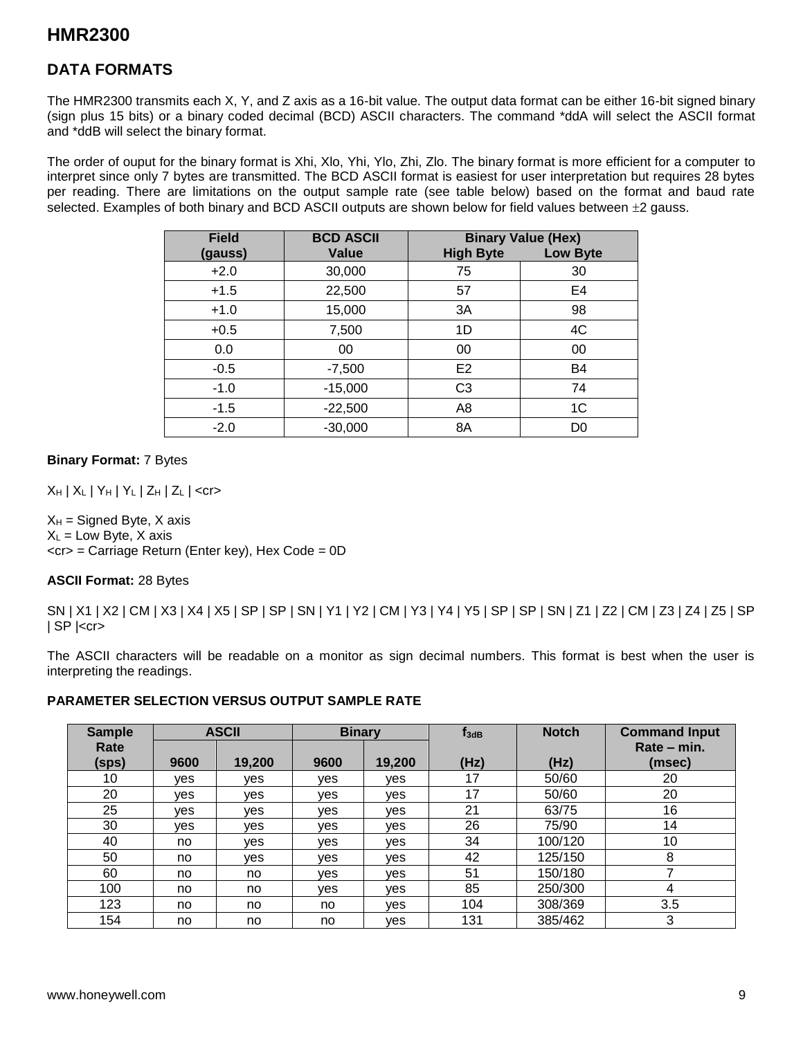# HMR2300

## DATA FORMATS

The HMR2300 transmits each X, Y, and Z axis as a 16-bit value. The output data format can be either 16-bit signed binary (sign plus 15 bits) or a binary coded decimal (BCD) ASCII characters. The command *ddA will select the ASCII format and *ddB will select the binary format.

The order of ouput for the binary format is Xhi, Xlo, Yhi, Ylo, Zhi, Zlo. The binary format is more efficient for a computer to interpret since only 7 bytes are transmitted. The BCD ASCII format is easiest for user interpretation but requires 28 bytes per reading. There are limitations on the output sample rate (see table below) based on the format and baud rate selected. Examples of both binary and BCD ASCII outputs are shown below for field values between ±2 gauss.

| Field (gauss) | BCD ASCII Value | Binary Value (Hex) High Byte | Low Byte |
|---|---|---|---|
| +2.0 | 30,000 | 75 | 30 |
| +1.5 | 22,500 | 57 | E4 |
| +1.0 | 15,000 | 3A | 98 |
| +0.5 | 7,500 | 1D | 4C |
| 0.0 | 00 | 00 | 00 |
| -0.5 | -7,500 | E2 | B4 |
| -1.0 | -15,000 | C3 | 74 |
| -1.5 | -22,500 | A8 | 1C |
| -2.0 | -30,000 | 8A | D0 |

**Binary Format:** 7 Bytes

$X_H$ | $X_L$ | $Y_H$ | $Y_L$ | $Z_H$ | $Z_L$ | <cr>

$X_H$ = Signed Byte, X axis
$X_L$ = Low Byte, X axis
<cr> = Carriage Return (Enter key), Hex Code = 0D

**ASCII Format:** 28 Bytes

SN | X1 | X2 | CM | X3 | X4 | X5 | SP | SP | SN | Y1 | Y2 | CM | Y3 | Y4 | Y5 | SP | SP | SN | Z1 | Z2 | CM | Z3 | Z4 | Z5 | SP | SP |<cr>

The ASCII characters will be readable on a monitor as sign decimal numbers. This format is best when the user is interpreting the readings.

**PARAMETER SELECTION VERSUS OUTPUT SAMPLE RATE**

| Sample Rate (sps) | ASCII | | Binary | | $f_{3dB}$ | Notch | Command Input Rate – min. |
|---|---|---|---|---|---|---|---|
| | 9600 | 19,200 | 9600 | 19,200 | (Hz) | (Hz) | (msec) |
| 10 | yes | yes | yes | yes | 17 | 50/60 | 20 |
| 20 | yes | yes | yes | yes | 17 | 50/60 | 20 |
| 25 | yes | yes | yes | yes | 21 | 63/75 | 16 |
| 30 | yes | yes | yes | yes | 26 | 75/90 | 14 |
| 40 | no | yes | yes | yes | 34 | 100/120 | 10 |
| 50 | no | yes | yes | yes | 42 | 125/150 | 8 |
| 60 | no | no | yes | yes | 51 | 150/180 | 7 |
| 100 | no | no | yes | yes | 85 | 250/300 | 4 |
| 123 | no | no | no | yes | 104 | 308/369 | 3.5 |
| 154 | no | no | no | yes | 131 | 385/462 | 3 |

www.honeywell.com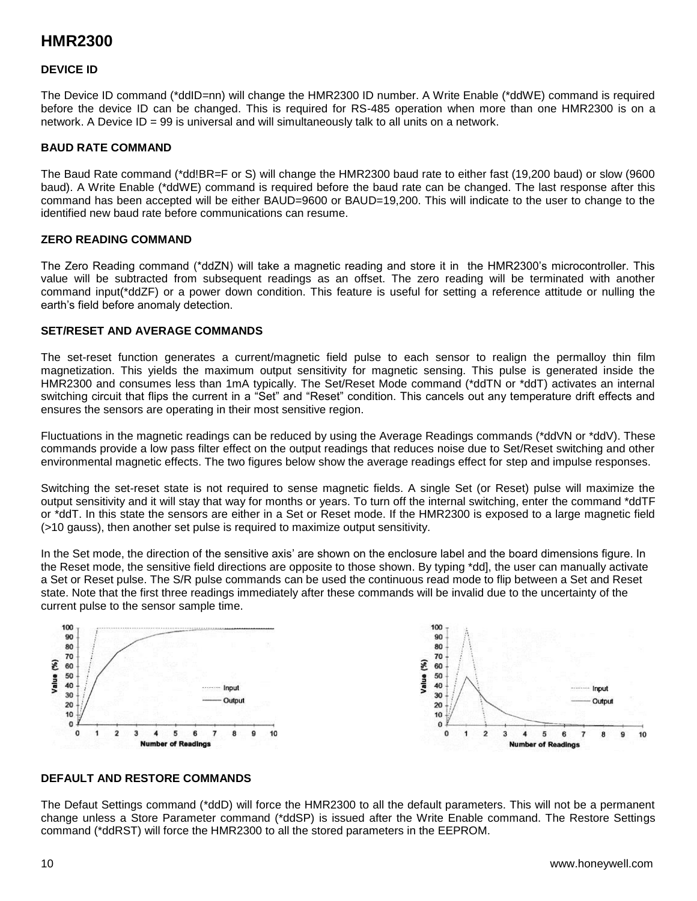## DEVICE ID

The Device ID command (*ddID=nn) will change the HMR2300 ID number. A Write Enable (*ddWE) command is required before the device ID can be changed. This is required for RS-485 operation when more than one HMR2300 is on a network. A Device ID = 99 is universal and will simultaneously talk to all units on a network.

## BAUD RATE COMMAND

The Baud Rate command (*dd!BR=F or S) will change the HMR2300 baud rate to either fast (19,200 baud) or slow (9600 baud). A Write Enable (*ddWE) command is required before the baud rate can be changed. The last response after this command has been accepted will be either BAUD=9600 or BAUD=19,200. This will indicate to the user to change to the identified new baud rate before communications can resume.

## ZERO READING COMMAND

The Zero Reading command (*ddZN) will take a magnetic reading and store it in the HMR2300's microcontroller. This value will be subtracted from subsequent readings as an offset. The zero reading will be terminated with another command input(*ddZF) or a power down condition. This feature is useful for setting a reference attitude or nulling the earth's field before anomaly detection.

## SET/RESET AND AVERAGE COMMANDS

The set-reset function generates a current/magnetic field pulse to each sensor to realign the permalloy thin film magnetization. This yields the maximum output sensitivity for magnetic sensing. This pulse is generated inside the HMR2300 and consumes less than 1mA typically. The Set/Reset Mode command (*ddTN or *ddT) activates an internal switching circuit that flips the current in a "Set" and "Reset" condition. This cancels out any temperature drift effects and ensures the sensors are operating in their most sensitive region.

Fluctuations in the magnetic readings can be reduced by using the Average Readings commands (*ddVN or *ddV). These commands provide a low pass filter effect on the output readings that reduces noise due to Set/Reset switching and other environmental magnetic effects. The two figures below show the average readings effect for step and impulse responses.

Switching the set-reset state is not required to sense magnetic fields. A single Set (or Reset) pulse will maximize the output sensitivity and it will stay that way for months or years. To turn off the internal switching, enter the command *ddTF or *ddT. In this state the sensors are either in a Set or Reset mode. If the HMR2300 is exposed to a large magnetic field (>10 gauss), then another set pulse is required to maximize output sensitivity.

In the Set mode, the direction of the sensitive axis' are shown on the enclosure label and the board dimensions figure. In the Reset mode, the sensitive field directions are opposite to those shown. By typing *dd], the user can manually activate a Set or Reset pulse. The S/R pulse commands can be used the continuous read mode to flip between a Set and Reset state. Note that the first three readings immediately after these commands will be invalid due to the uncertainty of the current pulse to the sensor sample time.

## DEFAULT AND RESTORE COMMANDS

The Defaut Settings command (*ddD) will force the HMR2300 to all the default parameters. This will not be a permanent change unless a Store Parameter command (*ddSP) is issued after the Write Enable command. The Restore Settings command (*ddRST) will force the HMR2300 to all the stored parameters in the EEPROM.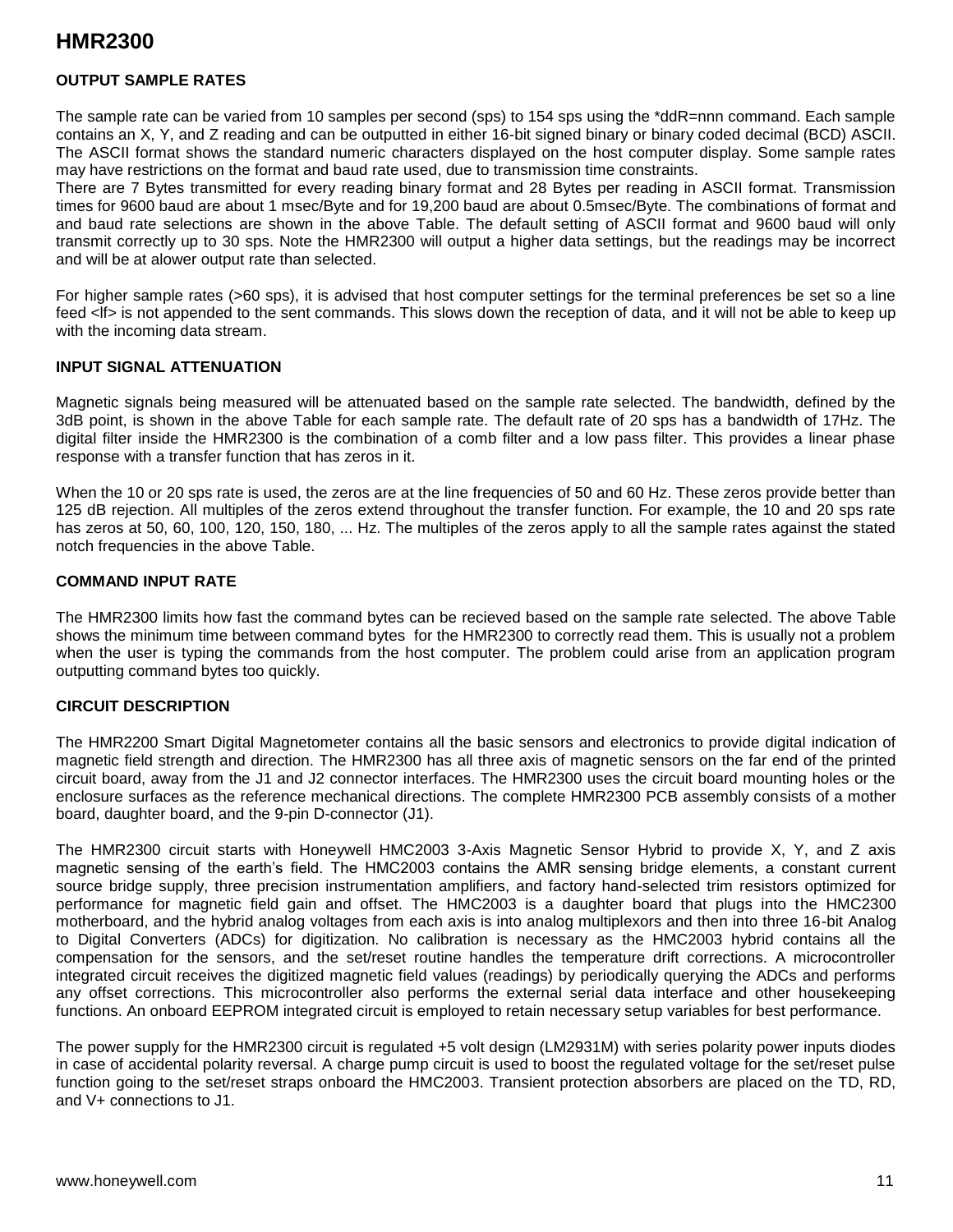# HMR2300

## OUTPUT SAMPLE RATES

The sample rate can be varied from 10 samples per second (sps) to 154 sps using the *ddR=nnn command. Each sample contains an X, Y, and Z reading and can be outputted in either 16-bit signed binary or binary coded decimal (BCD) ASCII. The ASCII format shows the standard numeric characters displayed on the host computer display. Some sample rates may have restrictions on the format and baud rate used, due to transmission time constraints.

There are 7 Bytes transmitted for every reading binary format and 28 Bytes per reading in ASCII format. Transmission times for 9600 baud are about 1 msec/Byte and for 19,200 baud are about 0.5msec/Byte. The combinations of format and and baud rate selections are shown in the above Table. The default setting of ASCII format and 9600 baud will only transmit correctly up to 30 sps. Note the HMR2300 will output a higher data settings, but the readings may be incorrect and will be at alower output rate than selected.

For higher sample rates (>60 sps), it is advised that host computer settings for the terminal preferences be set so a line feed <lf> is not appended to the sent commands. This slows down the reception of data, and it will not be able to keep up with the incoming data stream.

## INPUT SIGNAL ATTENUATION

Magnetic signals being measured will be attenuated based on the sample rate selected. The bandwidth, defined by the 3dB point, is shown in the above Table for each sample rate. The default rate of 20 sps has a bandwidth of 17Hz. The digital filter inside the HMR2300 is the combination of a comb filter and a low pass filter. This provides a linear phase response with a transfer function that has zeros in it.

When the 10 or 20 sps rate is used, the zeros are at the line frequencies of 50 and 60 Hz. These zeros provide better than 125 dB rejection. All multiples of the zeros extend throughout the transfer function. For example, the 10 and 20 sps rate has zeros at 50, 60, 100, 120, 150, 180, ... Hz. The multiples of the zeros apply to all the sample rates against the stated notch frequencies in the above Table.

## COMMAND INPUT RATE

The HMR2300 limits how fast the command bytes can be recieved based on the sample rate selected. The above Table shows the minimum time between command bytes for the HMR2300 to correctly read them. This is usually not a problem when the user is typing the commands from the host computer. The problem could arise from an application program outputting command bytes too quickly.

## CIRCUIT DESCRIPTION

The HMR2200 Smart Digital Magnetometer contains all the basic sensors and electronics to provide digital indication of magnetic field strength and direction. The HMR2300 has all three axis of magnetic sensors on the far end of the printed circuit board, away from the J1 and J2 connector interfaces. The HMR2300 uses the circuit board mounting holes or the enclosure surfaces as the reference mechanical directions. The complete HMR2300 PCB assembly consists of a mother board, daughter board, and the 9-pin D-connector (J1).

The HMR2300 circuit starts with Honeywell HMC2003 3-Axis Magnetic Sensor Hybrid to provide X, Y, and Z axis magnetic sensing of the earth's field. The HMC2003 contains the AMR sensing bridge elements, a constant current source bridge supply, three precision instrumentation amplifiers, and factory hand-selected trim resistors optimized for performance for magnetic field gain and offset. The HMC2003 is a daughter board that plugs into the HMC2300 motherboard, and the hybrid analog voltages from each axis is into analog multiplexors and then into three 16-bit Analog to Digital Converters (ADCs) for digitization. No calibration is necessary as the HMC2003 hybrid contains all the compensation for the sensors, and the set/reset routine handles the temperature drift corrections. A microcontroller integrated circuit receives the digitized magnetic field values (readings) by periodically querying the ADCs and performs any offset corrections. This microcontroller also performs the external serial data interface and other housekeeping functions. An onboard EEPROM integrated circuit is employed to retain necessary setup variables for best performance.

The power supply for the HMR2300 circuit is regulated +5 volt design (LM2931M) with series polarity power inputs diodes in case of accidental polarity reversal. A charge pump circuit is used to boost the regulated voltage for the set/reset pulse function going to the set/reset straps onboard the HMC2003. Transient protection absorbers are placed on the TD, RD, and V+ connections to J1.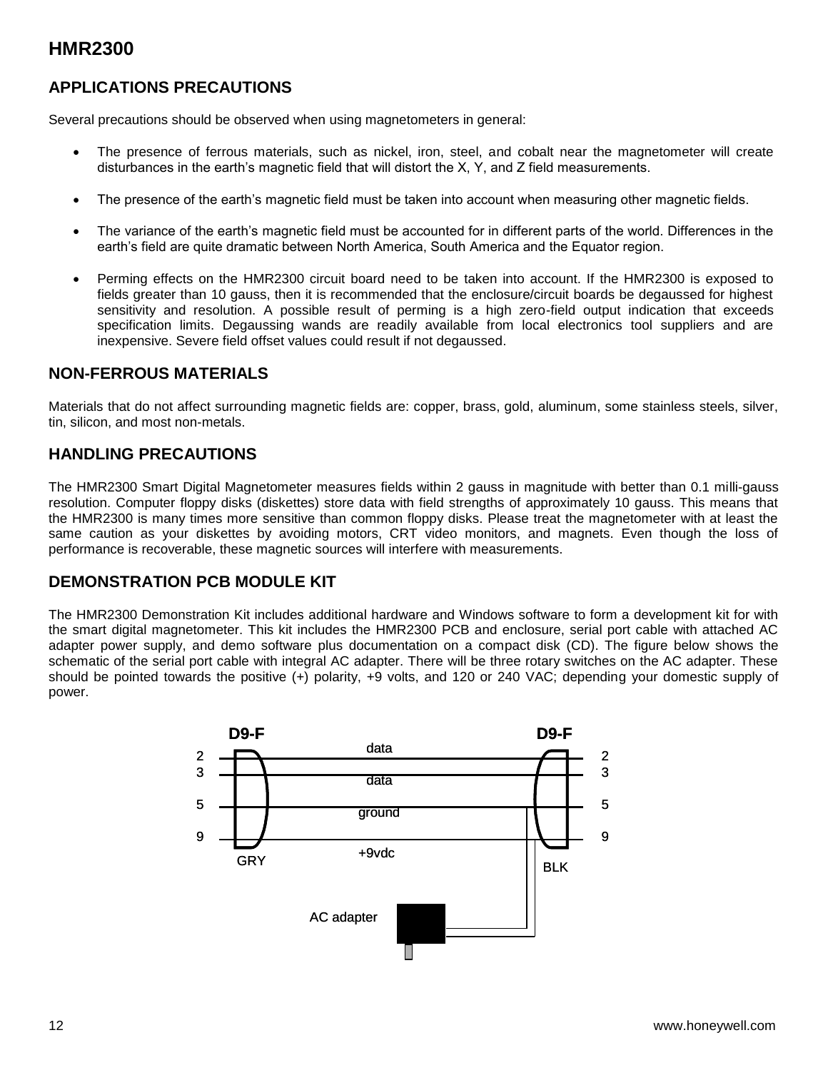# HMR2300

## APPLICATIONS PRECAUTIONS

Several precautions should be observed when using magnetometers in general:

- The presence of ferrous materials, such as nickel, iron, steel, and cobalt near the magnetometer will create disturbances in the earth's magnetic field that will distort the X, Y, and Z field measurements.
- The presence of the earth's magnetic field must be taken into account when measuring other magnetic fields.
- The variance of the earth's magnetic field must be accounted for in different parts of the world. Differences in the earth's field are quite dramatic between North America, South America and the Equator region.
- Perming effects on the HMR2300 circuit board need to be taken into account. If the HMR2300 is exposed to fields greater than 10 gauss, then it is recommended that the enclosure/circuit boards be degaussed for highest sensitivity and resolution. A possible result of perming is a high zero-field output indication that exceeds specification limits. Degaussing wands are readily available from local electronics tool suppliers and are inexpensive. Severe field offset values could result if not degaussed.

## NON-FERROUS MATERIALS

Materials that do not affect surrounding magnetic fields are: copper, brass, gold, aluminum, some stainless steels, silver, tin, silicon, and most non-metals.

## HANDLING PRECAUTIONS

The HMR2300 Smart Digital Magnetometer measures fields within 2 gauss in magnitude with better than 0.1 milli-gauss resolution. Computer floppy disks (diskettes) store data with field strengths of approximately 10 gauss. This means that the HMR2300 is many times more sensitive than common floppy disks. Please treat the magnetometer with at least the same caution as your diskettes by avoiding motors, CRT video monitors, and magnets. Even though the loss of performance is recoverable, these magnetic sources will interfere with measurements.

## DEMONSTRATION PCB MODULE KIT

The HMR2300 Demonstration Kit includes additional hardware and Windows software to form a development kit for with the smart digital magnetometer. This kit includes the HMR2300 PCB and enclosure, serial port cable with attached AC adapter power supply, and demo software plus documentation on a compact disk (CD). The figure below shows the schematic of the serial port cable with integral AC adapter. There will be three rotary switches on the AC adapter. These should be pointed towards the positive (+) polarity, +9 volts, and 120 or 240 VAC; depending your domestic supply of power.

D9-F (GRY) — D9-F (BLK)

2 — data — 2
3 — data — 3
5 — ground — 5
9 — +9vdc — 9

AC adapter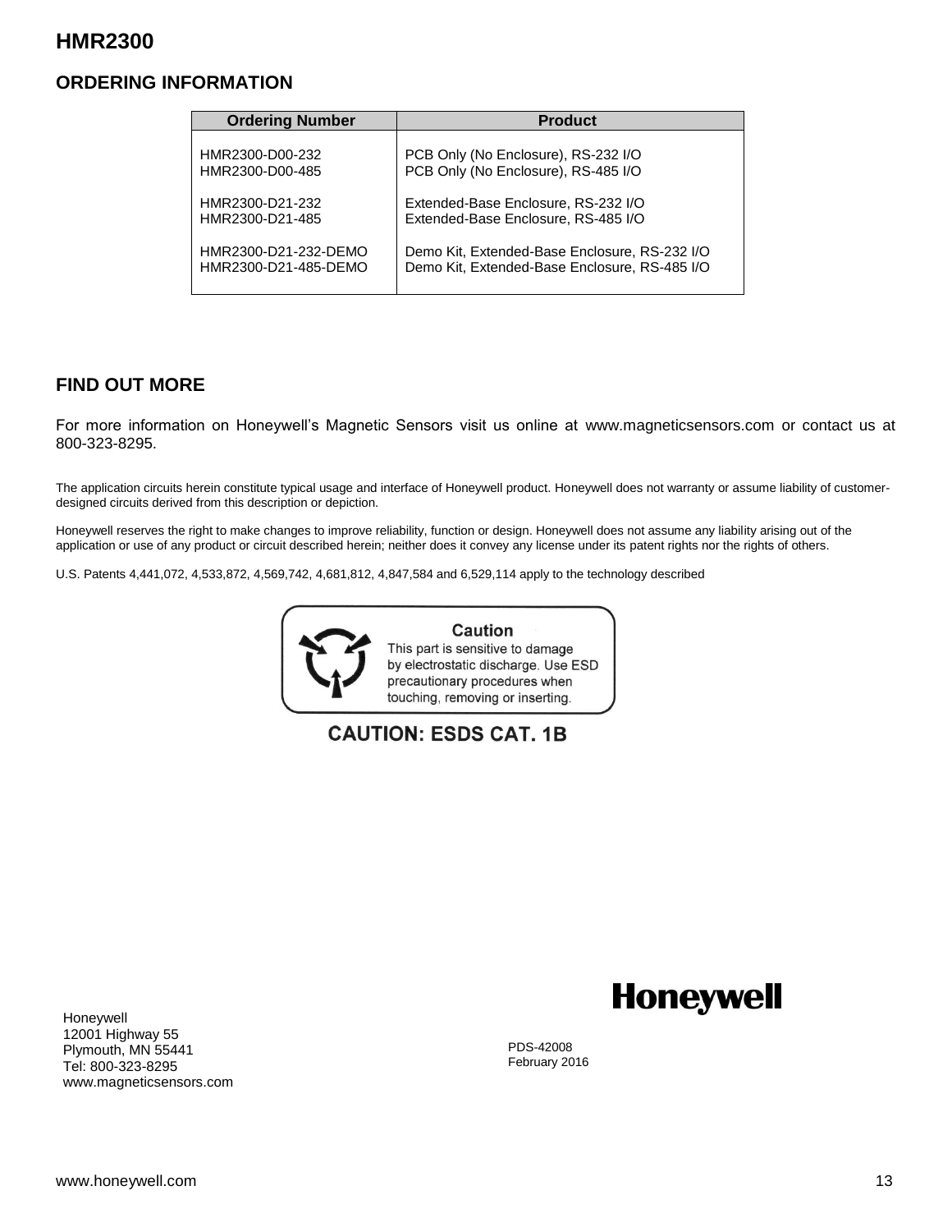## ORDERING INFORMATION

| Ordering Number | Product |
|---|---|
| HMR2300-D00-232 | PCB Only (No Enclosure), RS-232 I/O |
| HMR2300-D00-485 | PCB Only (No Enclosure), RS-485 I/O |
| HMR2300-D21-232 | Extended-Base Enclosure, RS-232 I/O |
| HMR2300-D21-485 | Extended-Base Enclosure, RS-485 I/O |
| HMR2300-D21-232-DEMO | Demo Kit, Extended-Base Enclosure, RS-232 I/O |
| HMR2300-D21-485-DEMO | Demo Kit, Extended-Base Enclosure, RS-485 I/O |

## FIND OUT MORE

For more information on Honeywell's Magnetic Sensors visit us online at www.magneticsensors.com or contact us at 800-323-8295.

The application circuits herein constitute typical usage and interface of Honeywell product. Honeywell does not warranty or assume liability of customer-designed circuits derived from this description or depiction.

Honeywell reserves the right to make changes to improve reliability, function or design. Honeywell does not assume any liability arising out of the application or use of any product or circuit described herein; neither does it convey any license under its patent rights nor the rights of others.

U.S. Patents 4,441,072, 4,533,872, 4,569,742, 4,681,812, 4,847,584 and 6,529,114 apply to the technology described

**Caution**

This part is sensitive to damage by electrostatic discharge. Use ESD precautionary procedures when touching, removing or inserting.

**CAUTION: ESDS CAT. 1B**

Honeywell
12001 Highway 55
Plymouth, MN 55441
Tel: 800-323-8295
www.magneticsensors.com

**Honeywell**

PDS-42008
February 2016